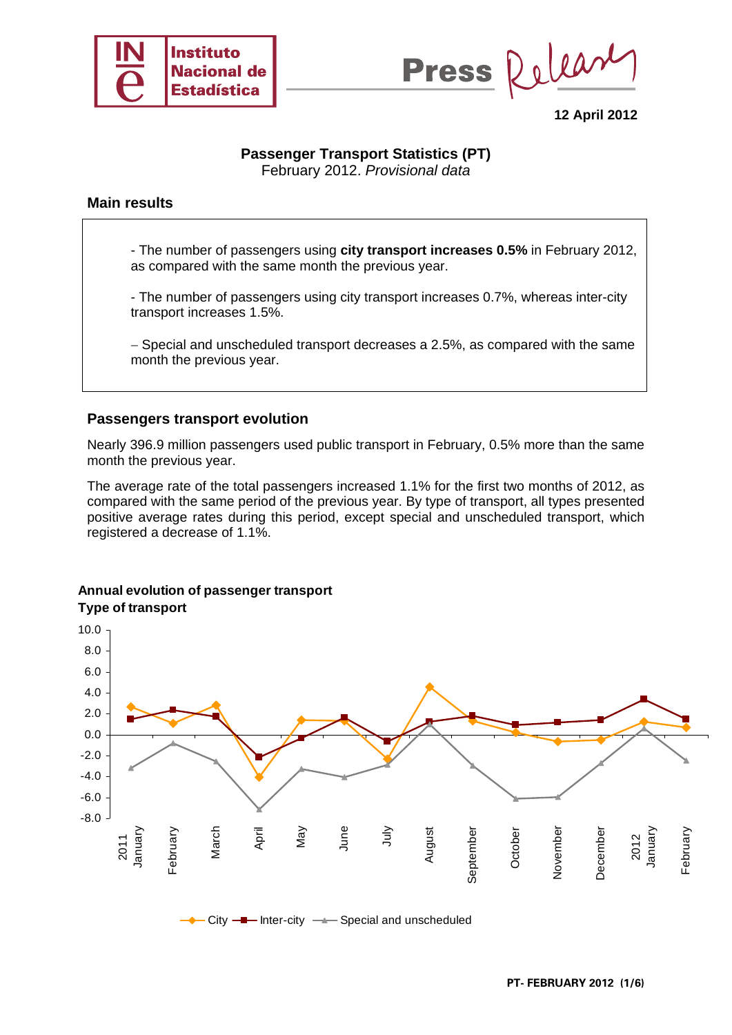Instituto Nacional de Estadística

Press Release

**12 April 2012**

## Passenger Transport Statistics (PT)

February 2012. *Provisional data*

### Main results

- The number of passengers using **city transport increases 0.5%** in February 2012, as compared with the same month the previous year.

- The number of passengers using city transport increases 0.7%, whereas inter-city transport increases 1.5%.

– Special and unscheduled transport decreases a 2.5%, as compared with the same month the previous year.

### Passengers transport evolution

Nearly 396.9 million passengers used public transport in February, 0.5% more than the same month the previous year.

The average rate of the total passengers increased 1.1% for the first two months of 2012, as compared with the same period of the previous year. By type of transport, all types presented positive average rates during this period, except special and unscheduled transport, which registered a decrease of 1.1%.

**Annual evolution of passenger transport**
**Type of transport**

City — Inter-city — Special and unscheduled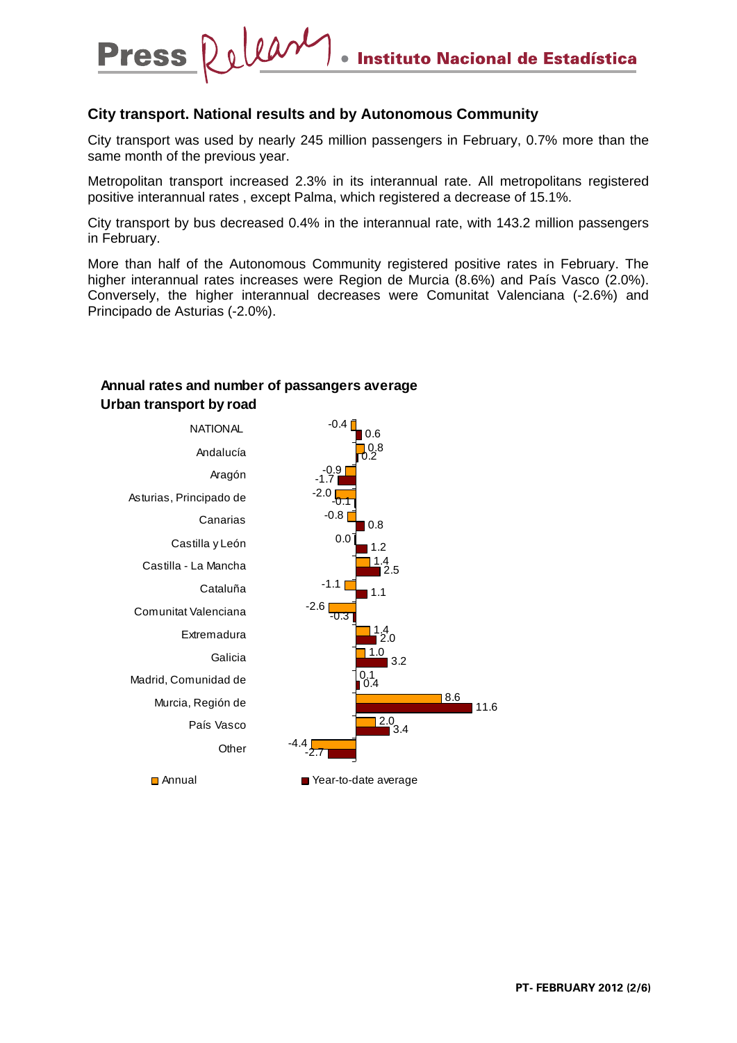## City transport. National results and by Autonomous Community

City transport was used by nearly 245 million passengers in February, 0.7% more than the same month of the previous year.

Metropolitan transport increased 2.3% in its interannual rate. All metropolitans registered positive interannual rates , except Palma, which registered a decrease of 15.1%.

City transport by bus decreased 0.4% in the interannual rate, with 143.2 million passengers in February.

More than half of the Autonomous Community registered positive rates in February. The higher interannual rates increases were Region de Murcia (8.6%) and País Vasco (2.0%). Conversely, the higher interannual decreases were Comunitat Valenciana (-2.6%) and Principado de Asturias (-2.0%).

**Annual rates and number of passangers average**
**Urban transport by road**

| | Annual | Year-to-date average |
|---|---|---|
| NATIONAL | -0.4 | 0.6 |
| Andalucía | 0.8 | 0.2 |
| Aragón | -0.9 | -1.7 |
| Asturias, Principado de | -2.0 | -0.1 |
| Canarias | -0.8 | 0.8 |
| Castilla y León | 0.0 | 1.2 |
| Castilla - La Mancha | 1.4 | 2.5 |
| Cataluña | -1.1 | 1.1 |
| Comunitat Valenciana | -2.6 | -0.3 |
| Extremadura | 1.4 | 2.0 |
| Galicia | 1.0 | 3.2 |
| Madrid, Comunidad de | 0.1 | 0.4 |
| Murcia, Región de | 8.6 | 11.6 |
| País Vasco | 2.0 | 3.4 |
| Other | -4.4 | -2.7 |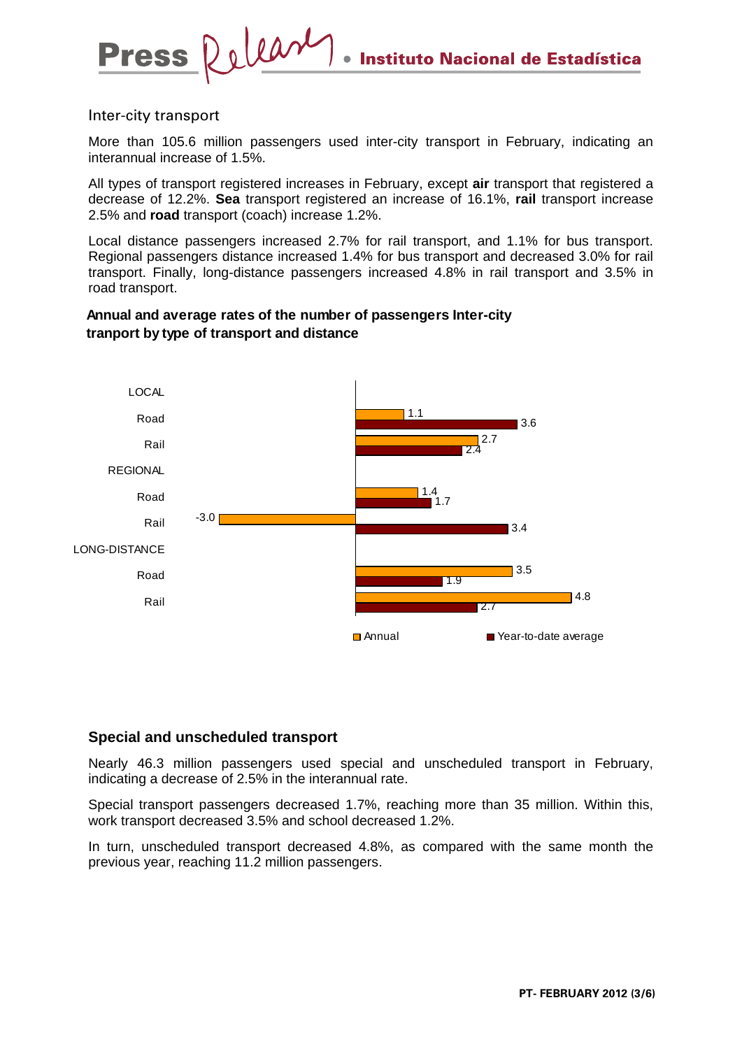## Inter-city transport

More than 105.6 million passengers used inter-city transport in February, indicating an interannual increase of 1.5%.

All types of transport registered increases in February, except **air** transport that registered a decrease of 12.2%. **Sea** transport registered an increase of 16.1%, **rail** transport increase 2.5% and **road** transport (coach) increase 1.2%.

Local distance passengers increased 2.7% for rail transport, and 1.1% for bus transport. Regional passengers distance increased 1.4% for bus transport and decreased 3.0% for rail transport. Finally, long-distance passengers increased 4.8% in rail transport and 3.5% in road transport.

**Annual and average rates of the number of passengers Inter-city tranport by type of transport and distance**

| | Annual | Year-to-date average |
|---|---|---|
| **LOCAL** | | |
| Road | 1.1 | 3.6 |
| Rail | 2.7 | 2.4 |
| **REGIONAL** | | |
| Road | 1.4 | 1.7 |
| Rail | -3.0 | 3.4 |
| **LONG-DISTANCE** | | |
| Road | 3.5 | 1.9 |
| Rail | 4.8 | 2.7 |

## Special and unscheduled transport

Nearly 46.3 million passengers used special and unscheduled transport in February, indicating a decrease of 2.5% in the interannual rate.

Special transport passengers decreased 1.7%, reaching more than 35 million. Within this, work transport decreased 3.5% and school decreased 1.2%.

In turn, unscheduled transport decreased 4.8%, as compared with the same month the previous year, reaching 11.2 million passengers.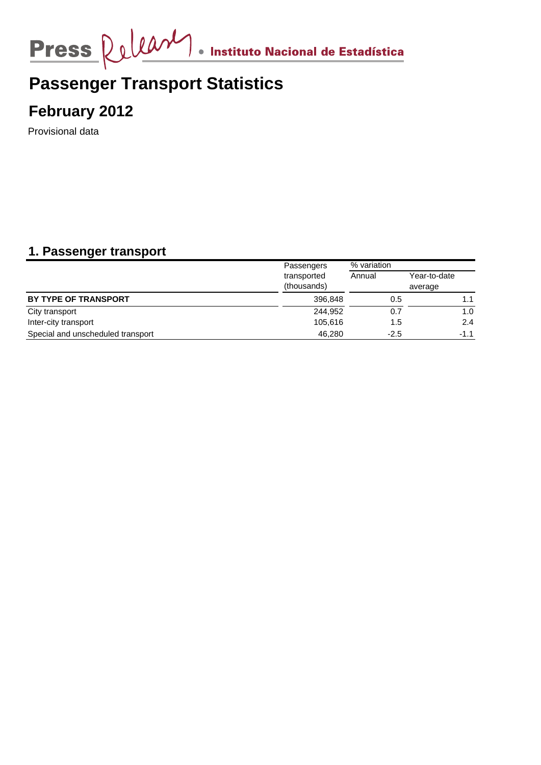# Passenger Transport Statistics

## February 2012

Provisional data

## 1. Passenger transport

| | Passengers transported (thousands) | % variation | |
|---|---|---|---|
| | | Annual | Year-to-date average |
| **BY TYPE OF TRANSPORT** | 396,848 | 0.5 | 1.1 |
| City transport | 244,952 | 0.7 | 1.0 |
| Inter-city transport | 105,616 | 1.5 | 2.4 |
| Special and unscheduled transport | 46,280 | -2.5 | -1.1 |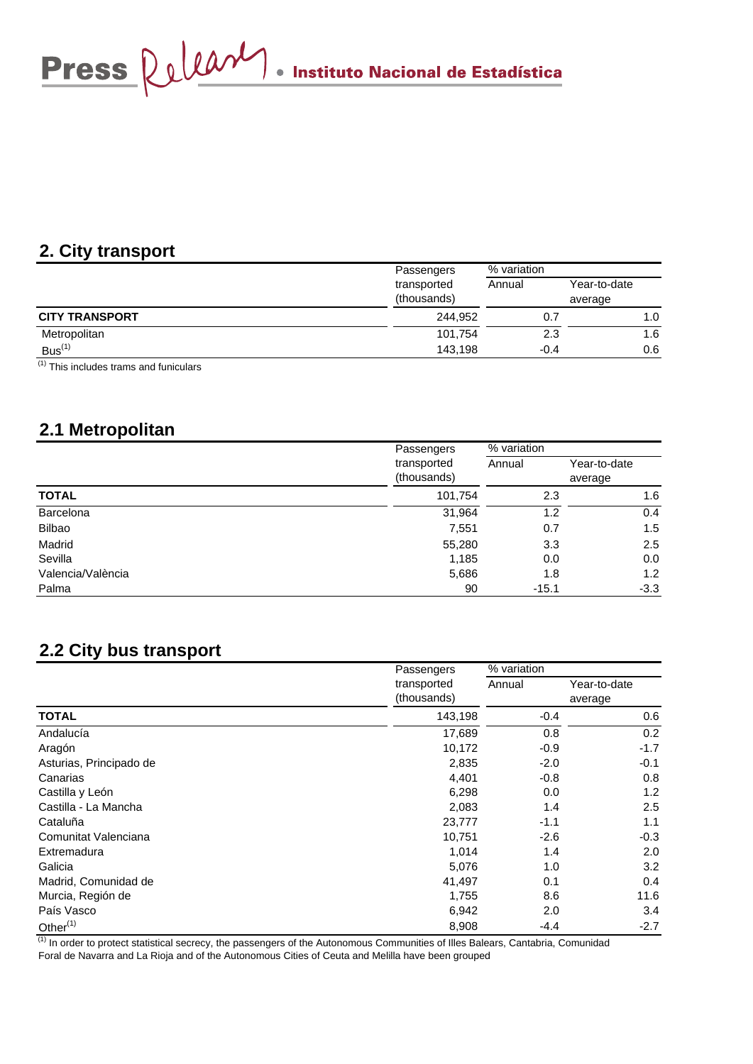## 2. City transport

| | Passengers transported (thousands) | % variation | |
|---|---|---|---|
| | | Annual | Year-to-date average |
| **CITY TRANSPORT** | 244,952 | 0.7 | 1.0 |
| Metropolitan | 101,754 | 2.3 | 1.6 |
| Bus[1] | 143,198 | -0.4 | 0.6 |

[1] This includes trams and funiculars

## 2.1 Metropolitan

| | Passengers transported (thousands) | % variation | |
|---|---|---|---|
| | | Annual | Year-to-date average |
| **TOTAL** | 101,754 | 2.3 | 1.6 |
| Barcelona | 31,964 | 1.2 | 0.4 |
| Bilbao | 7,551 | 0.7 | 1.5 |
| Madrid | 55,280 | 3.3 | 2.5 |
| Sevilla | 1,185 | 0.0 | 0.0 |
| Valencia/València | 5,686 | 1.8 | 1.2 |
| Palma | 90 | -15.1 | -3.3 |

## 2.2 City bus transport

| | Passengers transported (thousands) | % variation | |
|---|---|---|---|
| | | Annual | Year-to-date average |
| **TOTAL** | 143,198 | -0.4 | 0.6 |
| Andalucía | 17,689 | 0.8 | 0.2 |
| Aragón | 10,172 | -0.9 | -1.7 |
| Asturias, Principado de | 2,835 | -2.0 | -0.1 |
| Canarias | 4,401 | -0.8 | 0.8 |
| Castilla y León | 6,298 | 0.0 | 1.2 |
| Castilla - La Mancha | 2,083 | 1.4 | 2.5 |
| Cataluña | 23,777 | -1.1 | 1.1 |
| Comunitat Valenciana | 10,751 | -2.6 | -0.3 |
| Extremadura | 1,014 | 1.4 | 2.0 |
| Galicia | 5,076 | 1.0 | 3.2 |
| Madrid, Comunidad de | 41,497 | 0.1 | 0.4 |
| Murcia, Región de | 1,755 | 8.6 | 11.6 |
| País Vasco | 6,942 | 2.0 | 3.4 |
| Other[1] | 8,908 | -4.4 | -2.7 |

[1] In order to protect statistical secrecy, the passengers of the Autonomous Communities of Illes Balears, Cantabria, Comunidad Foral de Navarra and La Rioja and of the Autonomous Cities of Ceuta and Melilla have been grouped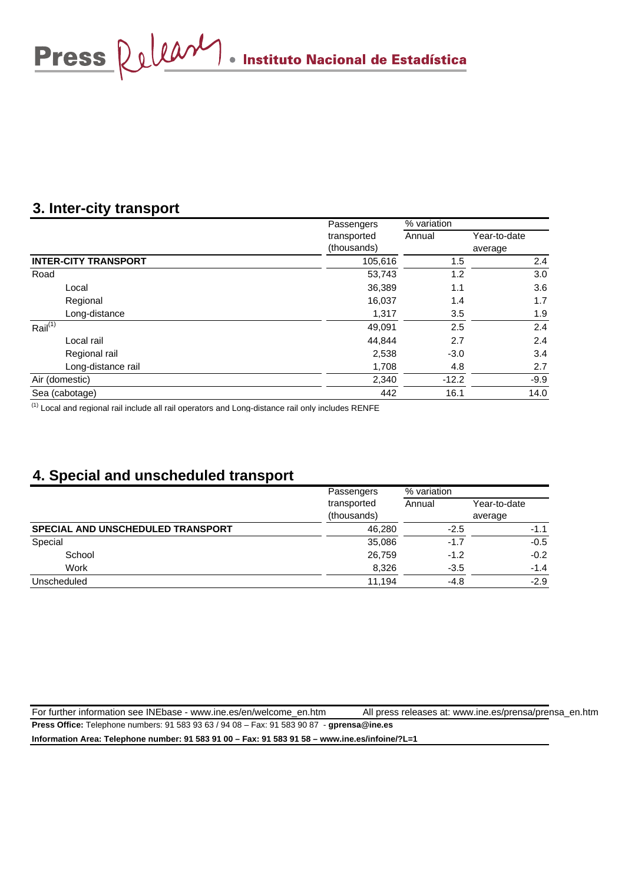## 3. Inter-city transport

| | Passengers transported (thousands) | % variation | |
|---|---|---|---|
| | | Annual | Year-to-date average |
| **INTER-CITY TRANSPORT** | 105,616 | 1.5 | 2.4 |
| Road | 53,743 | 1.2 | 3.0 |
| Local | 36,389 | 1.1 | 3.6 |
| Regional | 16,037 | 1.4 | 1.7 |
| Long-distance | 1,317 | 3.5 | 1.9 |
| Rail[1] | 49,091 | 2.5 | 2.4 |
| Local rail | 44,844 | 2.7 | 2.4 |
| Regional rail | 2,538 | -3.0 | 3.4 |
| Long-distance rail | 1,708 | 4.8 | 2.7 |
| Air (domestic) | 2,340 | -12.2 | -9.9 |
| Sea (cabotage) | 442 | 16.1 | 14.0 |

[1] Local and regional rail include all rail operators and Long-distance rail only includes RENFE

## 4. Special and unscheduled transport

| | Passengers transported (thousands) | % variation | |
|---|---|---|---|
| | | Annual | Year-to-date average |
| **SPECIAL AND UNSCHEDULED TRANSPORT** | 46,280 | -2.5 | -1.1 |
| Special | 35,086 | -1.7 | -0.5 |
| School | 26,759 | -1.2 | -0.2 |
| Work | 8,326 | -3.5 | -1.4 |
| Unscheduled | 11,194 | -4.8 | -2.9 |

For further information see INEbase - www.ine.es/en/welcome_en.htm All press releases at: www.ine.es/prensa/prensa_en.htm

**Press Office:** Telephone numbers: 91 583 93 63 / 94 08 – Fax: 91 583 90 87 - **gprensa@ine.es**

**Information Area: Telephone number: 91 583 91 00 – Fax: 91 583 91 58 – www.ine.es/infoine/?L=1**